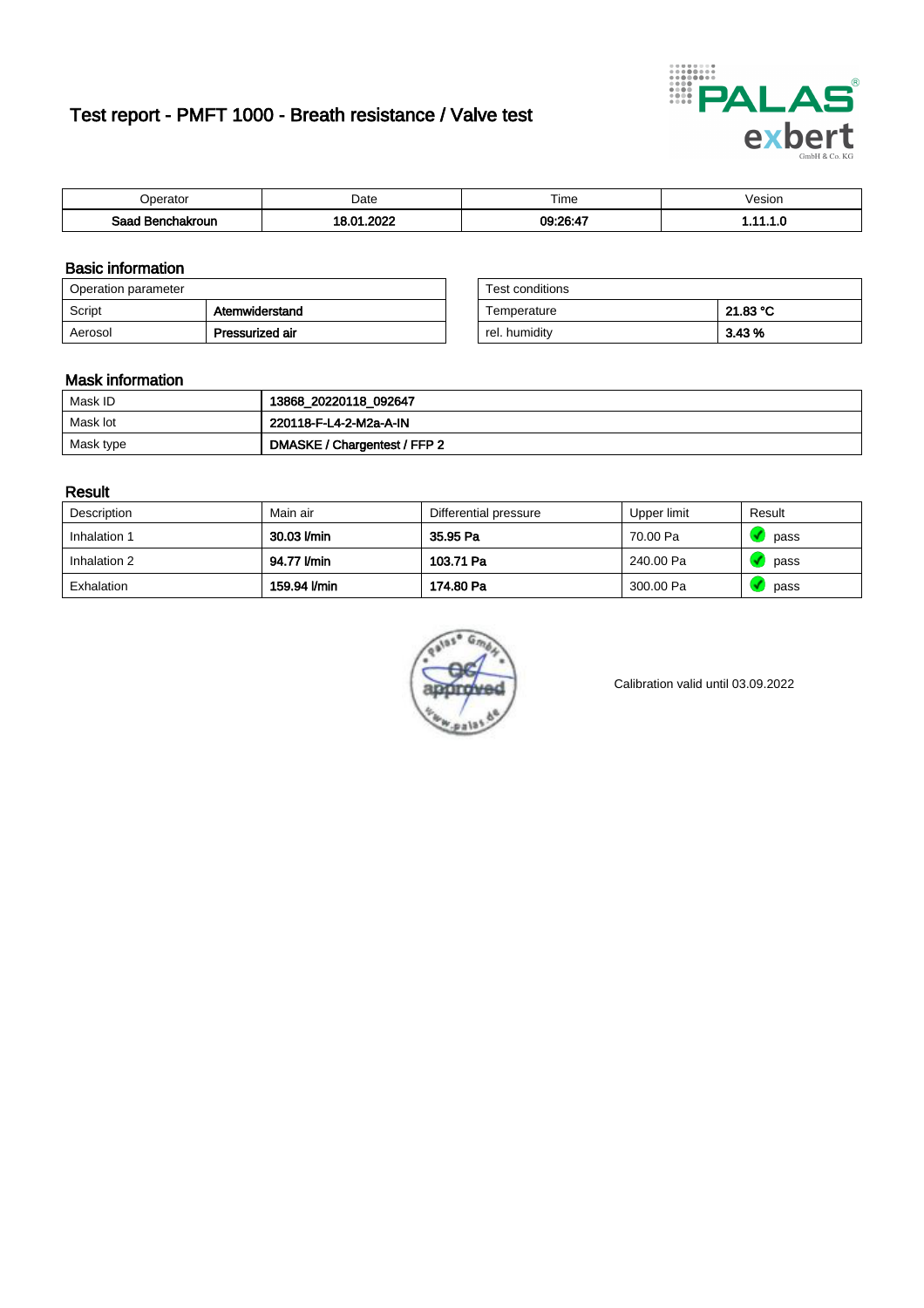# Test report - PMFT 1000 - Breath resistance / Valve test

| Operator | Date | Time | Vesion |
|---|---|---|---|
| Saad Benchakroun | 18.01.2022 | 09:26:47 | 1.11.1.0 |

## Basic information

| Operation parameter | |
|---|---|
| Script | Atemwiderstand |
| Aerosol | Pressurized air |

| Test conditions | |
|---|---|
| Temperature | 21.83 °C |
| rel. humidity | 3.43 % |

## Mask information

| | |
|---|---|
| Mask ID | 13868_20220118_092647 |
| Mask lot | 220118-F-L4-2-M2a-A-IN |
| Mask type | DMASKE / Chargentest / FFP 2 |

## Result

| Description | Main air | Differential pressure | Upper limit | Result |
|---|---|---|---|---|
| Inhalation 1 | 30.03 l/min | 35.95 Pa | 70.00 Pa | pass |
| Inhalation 2 | 94.77 l/min | 103.71 Pa | 240.00 Pa | pass |
| Exhalation | 159.94 l/min | 174.80 Pa | 300.00 Pa | pass |

Calibration valid until 03.09.2022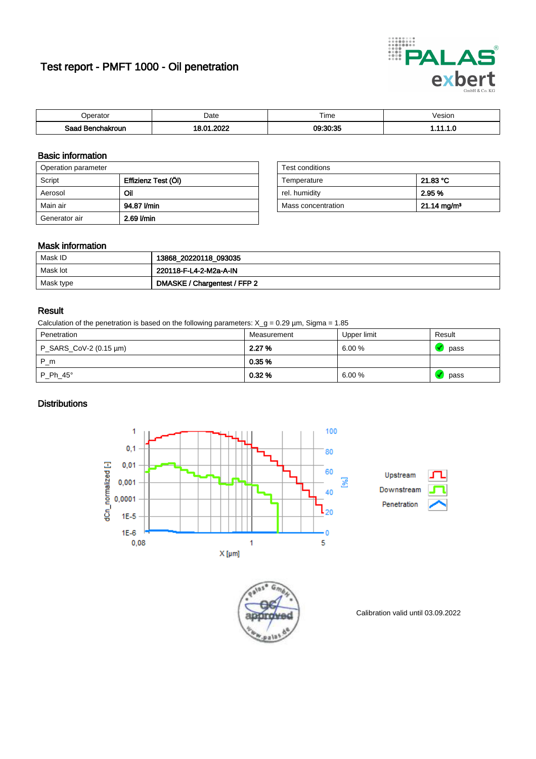# Test report - PMFT 1000 - Oil penetration

PALAS exbert GmbH & Co. KG

| Operator | Date | Time | Vesion |
|---|---|---|---|
| **Saad Benchakroun** | **18.01.2022** | **09:30:35** | **1.11.1.0** |

## Basic information

| Operation parameter | |
|---|---|
| Script | **Effizienz Test (Öl)** |
| Aerosol | **Oil** |
| Main air | **94.87 l/min** |
| Generator air | **2.69 l/min** |

| Test conditions | |
|---|---|
| Temperature | **21.83 °C** |
| rel. humidity | **2.95 %** |
| Mass concentration | **21.14 mg/m³** |

## Mask information

| | |
|---|---|
| Mask ID | **13868_20220118_093035** |
| Mask lot | **220118-F-L4-2-M2a-A-IN** |
| Mask type | **DMASKE / Chargentest / FFP 2** |

## Result

Calculation of the penetration is based on the following parameters: X_g = 0.29 µm, Sigma = 1.85

| Penetration | Measurement | Upper limit | Result |
|---|---|---|---|
| P_SARS_CoV-2 (0.15 µm) | **2.27 %** | 6.00 % | pass |
| P_m | **0.35 %** | | |
| P_Ph_45° | **0.32 %** | 6.00 % | pass |

## Distributions

dCn_normalized [-]
1
0,1
0,01
0,001
0,0001
1E-5
1E-6
0,08
1
5
X [µm]
[%]
100
80
60
40
20
0
Upstream
Downstream
Penetration

Palas® GmbH QC approved www.palas.de

Calibration valid until 03.09.2022